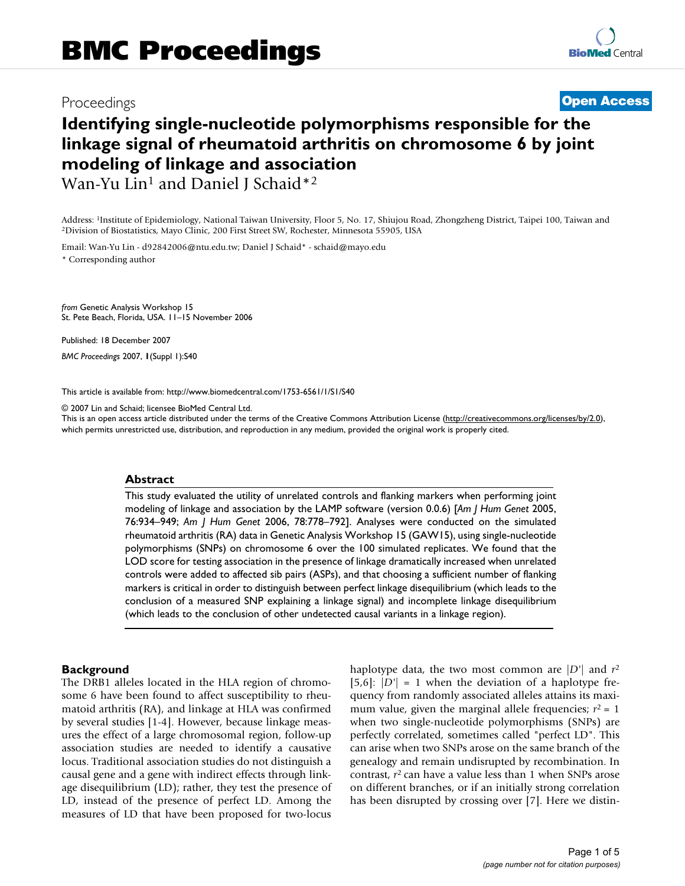# BMC Proceedings

Proceedings **Open Access**

# Identifying single-nucleotide polymorphisms responsible for the linkage signal of rheumatoid arthritis on chromosome 6 by joint modeling of linkage and association

Wan-Yu Lin[1] and Daniel J Schaid*[2]

Address: [1]Institute of Epidemiology, National Taiwan University, Floor 5, No. 17, Shiujou Road, Zhongzheng District, Taipei 100, Taiwan and [2]Division of Biostatistics, Mayo Clinic, 200 First Street SW, Rochester, Minnesota 55905, USA

Email: Wan-Yu Lin - d92842006@ntu.edu.tw; Daniel J Schaid* - schaid@mayo.edu

* Corresponding author

*from* Genetic Analysis Workshop 15
St. Pete Beach, Florida, USA. 11–15 November 2006

Published: 18 December 2007

*BMC Proceedings* 2007, **1**(Suppl 1):S40

This article is available from: http://www.biomedcentral.com/1753-6561/1/S1/S40

© 2007 Lin and Schaid; licensee BioMed Central Ltd.
This is an open access article distributed under the terms of the Creative Commons Attribution License (http://creativecommons.org/licenses/by/2.0), which permits unrestricted use, distribution, and reproduction in any medium, provided the original work is properly cited.

## Abstract

This study evaluated the utility of unrelated controls and flanking markers when performing joint modeling of linkage and association by the LAMP software (version 0.0.6) [*Am J Hum Genet* 2005, 76:934–949; *Am J Hum Genet* 2006, 78:778–792]. Analyses were conducted on the simulated rheumatoid arthritis (RA) data in Genetic Analysis Workshop 15 (GAW15), using single-nucleotide polymorphisms (SNPs) on chromosome 6 over the 100 simulated replicates. We found that the LOD score for testing association in the presence of linkage dramatically increased when unrelated controls were added to affected sib pairs (ASPs), and that choosing a sufficient number of flanking markers is critical in order to distinguish between perfect linkage disequilibrium (which leads to the conclusion of a measured SNP explaining a linkage signal) and incomplete linkage disequilibrium (which leads to the conclusion of other undetected causal variants in a linkage region).

## Background

The DRB1 alleles located in the HLA region of chromosome 6 have been found to affect susceptibility to rheumatoid arthritis (RA), and linkage at HLA was confirmed by several studies [1-4]. However, because linkage measures the effect of a large chromosomal region, follow-up association studies are needed to identify a causative locus. Traditional association studies do not distinguish a causal gene and a gene with indirect effects through linkage disequilibrium (LD); rather, they test the presence of LD, instead of the presence of perfect LD. Among the measures of LD that have been proposed for two-locus haplotype data, the two most common are $|D'|$ and $r^2$ [5,6]: $|D'| = 1$ when the deviation of a haplotype frequency from randomly associated alleles attains its maximum value, given the marginal allele frequencies; $r^2 = 1$ when two single-nucleotide polymorphisms (SNPs) are perfectly correlated, sometimes called "perfect LD". This can arise when two SNPs arose on the same branch of the genealogy and remain undisrupted by recombination. In contrast, $r^2$ can have a value less than 1 when SNPs arose on different branches, or if an initially strong correlation has been disrupted by crossing over [7]. Here we distin-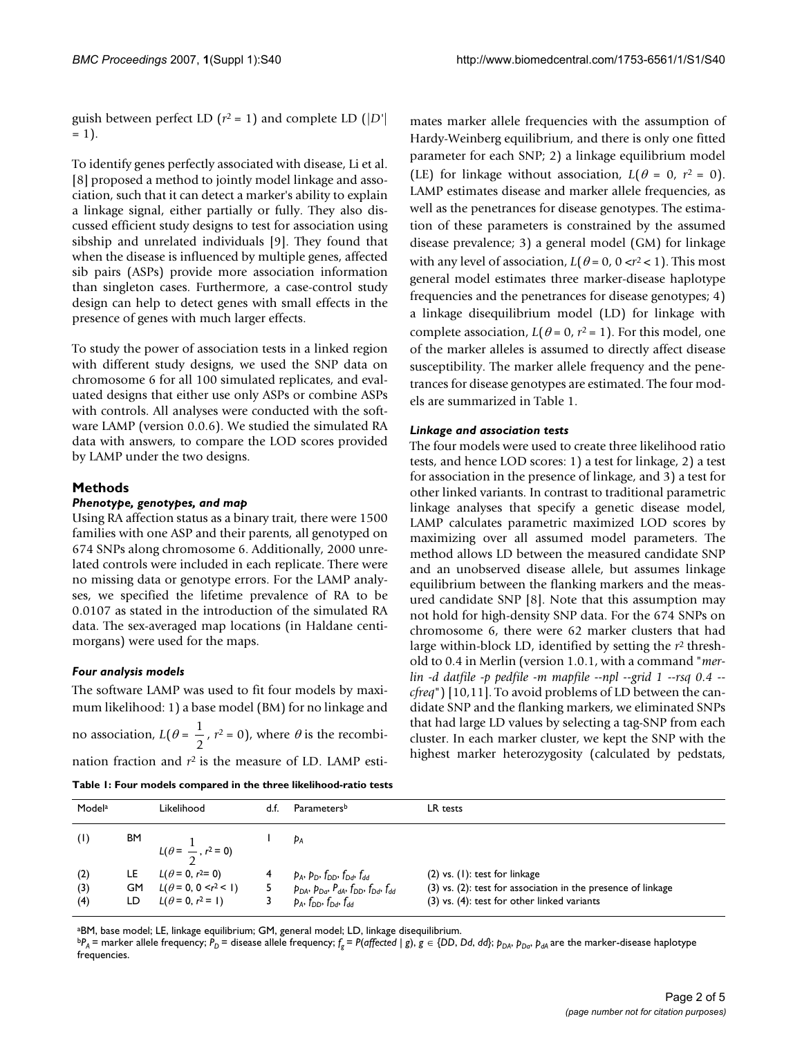guish between perfect LD ($r^2 = 1$) and complete LD ($|D'| = 1$).

To identify genes perfectly associated with disease, Li et al. [8] proposed a method to jointly model linkage and association, such that it can detect a marker's ability to explain a linkage signal, either partially or fully. They also discussed efficient study designs to test for association using sibship and unrelated individuals [9]. They found that when the disease is influenced by multiple genes, affected sib pairs (ASPs) provide more association information than singleton cases. Furthermore, a case-control study design can help to detect genes with small effects in the presence of genes with much larger effects.

To study the power of association tests in a linked region with different study designs, we used the SNP data on chromosome 6 for all 100 simulated replicates, and evaluated designs that either use only ASPs or combine ASPs with controls. All analyses were conducted with the software LAMP (version 0.0.6). We studied the simulated RA data with answers, to compare the LOD scores provided by LAMP under the two designs.

## Methods

### *Phenotype, genotypes, and map*

Using RA affection status as a binary trait, there were 1500 families with one ASP and their parents, all genotyped on 674 SNPs along chromosome 6. Additionally, 2000 unrelated controls were included in each replicate. There were no missing data or genotype errors. For the LAMP analyses, we specified the lifetime prevalence of RA to be 0.0107 as stated in the introduction of the simulated RA data. The sex-averaged map locations (in Haldane centimorgans) were used for the maps.

### *Four analysis models*

The software LAMP was used to fit four models by maximum likelihood: 1) a base model (BM) for no linkage and no association, $L(\theta = \frac{1}{2}, r^2 = 0)$, where $\theta$ is the recombination fraction and $r^2$ is the measure of LD. LAMP estimates marker allele frequencies with the assumption of Hardy-Weinberg equilibrium, and there is only one fitted parameter for each SNP; 2) a linkage equilibrium model (LE) for linkage without association, $L(\theta = 0, r^2 = 0)$. LAMP estimates disease and marker allele frequencies, as well as the penetrances for disease genotypes. The estimation of these parameters is constrained by the assumed disease prevalence; 3) a general model (GM) for linkage with any level of association, $L(\theta = 0, 0 < r^2 < 1)$. This most general model estimates three marker-disease haplotype frequencies and the penetrances for disease genotypes; 4) a linkage disequilibrium model (LD) for linkage with complete association, $L(\theta = 0, r^2 = 1)$. For this model, one of the marker alleles is assumed to directly affect disease susceptibility. The marker allele frequency and the penetrances for disease genotypes are estimated. The four models are summarized in Table 1.

### *Linkage and association tests*

The four models were used to create three likelihood ratio tests, and hence LOD scores: 1) a test for linkage, 2) a test for association in the presence of linkage, and 3) a test for other linked variants. In contrast to traditional parametric linkage analyses that specify a genetic disease model, LAMP calculates parametric maximized LOD scores by maximizing over all assumed model parameters. The method allows LD between the measured candidate SNP and an unobserved disease allele, but assumes linkage equilibrium between the flanking markers and the measured candidate SNP [8]. Note that this assumption may not hold for high-density SNP data. For the 674 SNPs on chromosome 6, there were 62 marker clusters that had large within-block LD, identified by setting the $r^2$ threshold to 0.4 in Merlin (version 1.0.1, with a command "*merlin -d datfile -p pedfile -m mapfile --npl --grid 1 --rsq 0.4 --cfreq*") [10,11]. To avoid problems of LD between the candidate SNP and the flanking markers, we eliminated SNPs that had large LD values by selecting a tag-SNP from each cluster. In each marker cluster, we kept the SNP with the highest marker heterozygosity (calculated by pedstats,

**Table 1: Four models compared in the three likelihood-ratio tests**

| Model[a] | | Likelihood | d.f. | Parameters[b] | LR tests |
|---|---|---|---|---|---|
| (1) | BM | $L(\theta = \frac{1}{2}, r^2 = 0)$ | 1 | $p_A$ | |
| (2) | LE | $L(\theta = 0, r^2 = 0)$ | 4 | $p_A, p_D, f_{DD}, f_{Dd}, f_{dd}$ | (2) vs. (1): test for linkage |
| (3) | GM | $L(\theta = 0, 0 < r^2 < 1)$ | 5 | $p_{DA}, p_{Da}, P_{dA}, f_{DD}, f_{Dd}, f_{dd}$ | (3) vs. (2): test for association in the presence of linkage |
| (4) | LD | $L(\theta = 0, r^2 = 1)$ | 3 | $p_A, f_{DD}, f_{Dd}, f_{dd}$ | (3) vs. (4): test for other linked variants |

[a]BM, base model; LE, linkage equilibrium; GM, general model; LD, linkage disequilibrium.
[b]$P_A$ = marker allele frequency; $P_D$ = disease allele frequency; $f_g = P(affected \mid g)$, $g \in \{DD, Dd, dd\}$; $p_{DA}, p_{Da}, p_{dA}$ are the marker-disease haplotype frequencies.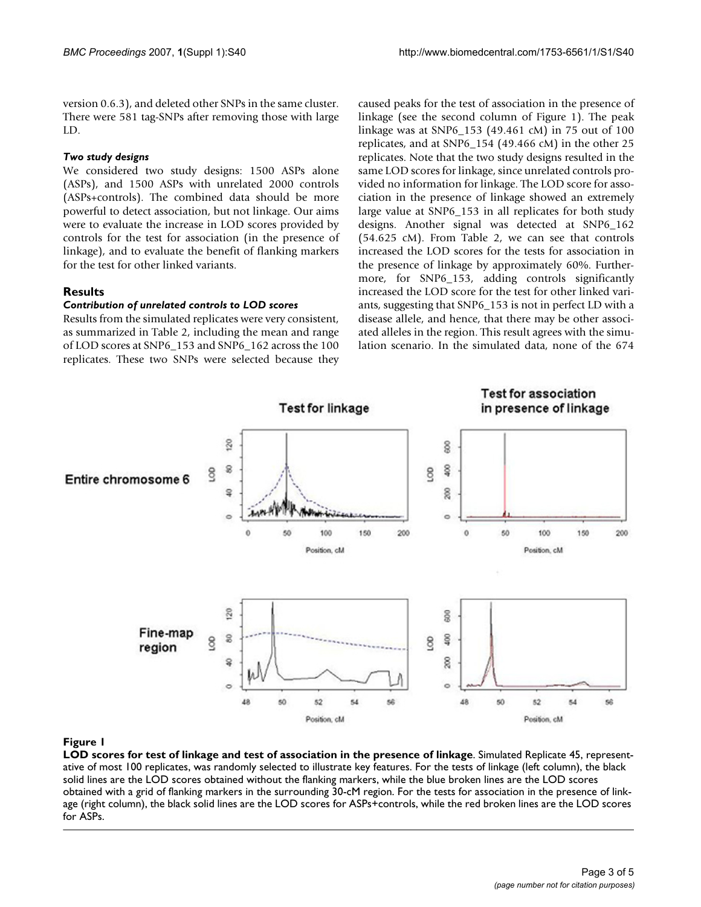version 0.6.3), and deleted other SNPs in the same cluster. There were 581 tag-SNPs after removing those with large LD.

### *Two study designs*

We considered two study designs: 1500 ASPs alone (ASPs), and 1500 ASPs with unrelated 2000 controls (ASPs+controls). The combined data should be more powerful to detect association, but not linkage. Our aims were to evaluate the increase in LOD scores provided by controls for the test for association (in the presence of linkage), and to evaluate the benefit of flanking markers for the test for other linked variants.

## Results

### *Contribution of unrelated controls to LOD scores*

Results from the simulated replicates were very consistent, as summarized in Table 2, including the mean and range of LOD scores at SNP6_153 and SNP6_162 across the 100 replicates. These two SNPs were selected because they caused peaks for the test of association in the presence of linkage (see the second column of Figure 1). The peak linkage was at SNP6_153 (49.461 cM) in 75 out of 100 replicates, and at SNP6_154 (49.466 cM) in the other 25 replicates. Note that the two study designs resulted in the same LOD scores for linkage, since unrelated controls provided no information for linkage. The LOD score for association in the presence of linkage showed an extremely large value at SNP6_153 in all replicates for both study designs. Another signal was detected at SNP6_162 (54.625 cM). From Table 2, we can see that controls increased the LOD scores for the tests for association in the presence of linkage by approximately 60%. Furthermore, for SNP6_153, adding controls significantly increased the LOD score for the test for other linked variants, suggesting that SNP6_153 is not in perfect LD with a disease allele, and hence, that there may be other associated alleles in the region. This result agrees with the simulation scenario. In the simulated data, none of the 674

**Figure 1**

**LOD scores for test of linkage and test of association in the presence of linkage**. Simulated Replicate 45, representative of most 100 replicates, was randomly selected to illustrate key features. For the tests of linkage (left column), the black solid lines are the LOD scores obtained without the flanking markers, while the blue broken lines are the LOD scores obtained with a grid of flanking markers in the surrounding 30-cM region. For the tests for association in the presence of linkage (right column), the black solid lines are the LOD scores for ASPs+controls, while the red broken lines are the LOD scores for ASPs.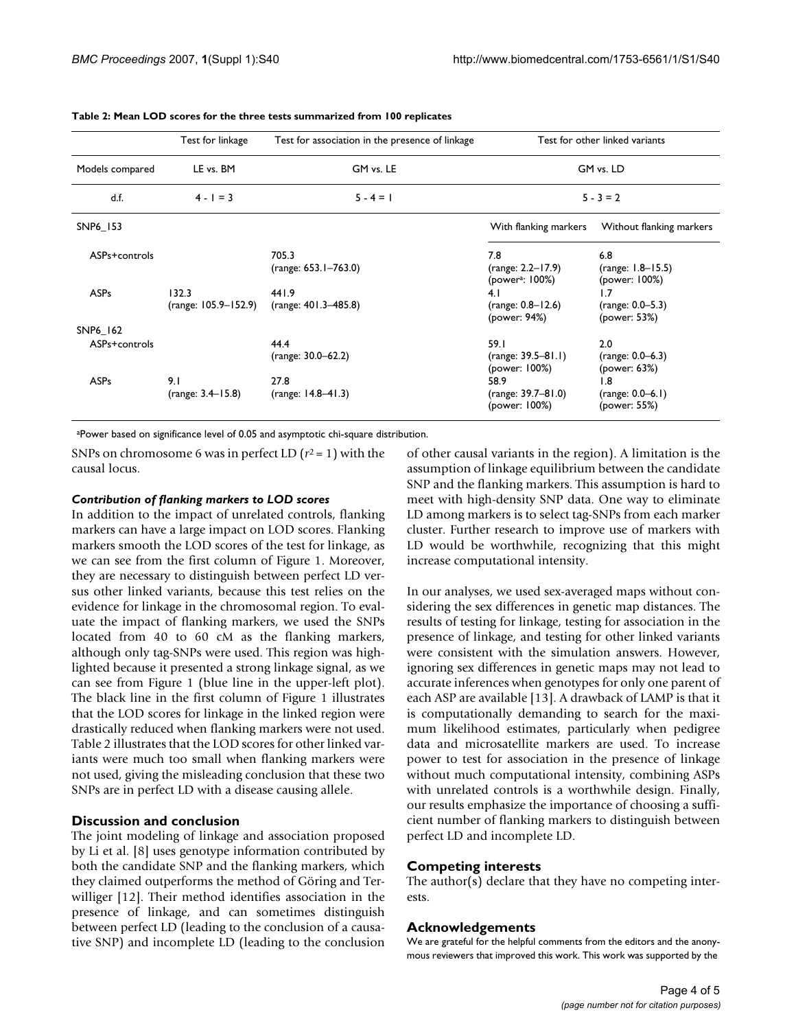**Table 2: Mean LOD scores for the three tests summarized from 100 replicates**

| | Test for linkage | Test for association in the presence of linkage | Test for other linked variants | |
|---|---|---|---|---|
| Models compared | LE vs. BM | GM vs. LE | GM vs. LD | |
| d.f. | 4 - 1 = 3 | 5 - 4 = 1 | 5 - 3 = 2 | |
| SNP6_153 | | | With flanking markers | Without flanking markers |
| ASPs+controls | | 705.3 (range: 653.1–763.0) | 7.8 (range: 2.2–17.9) (power[a]: 100%) | 6.8 (range: 1.8–15.5) (power: 100%) |
| ASPs | 132.3 (range: 105.9–152.9) | 441.9 (range: 401.3–485.8) | 4.1 (range: 0.8–12.6) (power: 94%) | 1.7 (range: 0.0–5.3) (power: 53%) |
| SNP6_162 | | | | |
| ASPs+controls | | 44.4 (range: 30.0–62.2) | 59.1 (range: 39.5–81.1) (power: 100%) | 2.0 (range: 0.0–6.3) (power: 63%) |
| ASPs | 9.1 (range: 3.4–15.8) | 27.8 (range: 14.8–41.3) | 58.9 (range: 39.7–81.0) (power: 100%) | 1.8 (range: 0.0–6.1) (power: 55%) |

[a]Power based on significance level of 0.05 and asymptotic chi-square distribution.

SNPs on chromosome 6 was in perfect LD ($r^2 = 1$) with the causal locus.

### *Contribution of flanking markers to LOD scores*

In addition to the impact of unrelated controls, flanking markers can have a large impact on LOD scores. Flanking markers smooth the LOD scores of the test for linkage, as we can see from the first column of Figure 1. Moreover, they are necessary to distinguish between perfect LD versus other linked variants, because this test relies on the evidence for linkage in the chromosomal region. To evaluate the impact of flanking markers, we used the SNPs located from 40 to 60 cM as the flanking markers, although only tag-SNPs were used. This region was highlighted because it presented a strong linkage signal, as we can see from Figure 1 (blue line in the upper-left plot). The black line in the first column of Figure 1 illustrates that the LOD scores for linkage in the linked region were drastically reduced when flanking markers were not used. Table 2 illustrates that the LOD scores for other linked variants were much too small when flanking markers were not used, giving the misleading conclusion that these two SNPs are in perfect LD with a disease causing allele.

## Discussion and conclusion

The joint modeling of linkage and association proposed by Li et al. [8] uses genotype information contributed by both the candidate SNP and the flanking markers, which they claimed outperforms the method of Göring and Terwilliger [12]. Their method identifies association in the presence of linkage, and can sometimes distinguish between perfect LD (leading to the conclusion of a causative SNP) and incomplete LD (leading to the conclusion of other causal variants in the region). A limitation is the assumption of linkage equilibrium between the candidate SNP and the flanking markers. This assumption is hard to meet with high-density SNP data. One way to eliminate LD among markers is to select tag-SNPs from each marker cluster. Further research to improve use of markers with LD would be worthwhile, recognizing that this might increase computational intensity.

In our analyses, we used sex-averaged maps without considering the sex differences in genetic map distances. The results of testing for linkage, testing for association in the presence of linkage, and testing for other linked variants were consistent with the simulation answers. However, ignoring sex differences in genetic maps may not lead to accurate inferences when genotypes for only one parent of each ASP are available [13]. A drawback of LAMP is that it is computationally demanding to search for the maximum likelihood estimates, particularly when pedigree data and microsatellite markers are used. To increase power to test for association in the presence of linkage without much computational intensity, combining ASPs with unrelated controls is a worthwhile design. Finally, our results emphasize the importance of choosing a sufficient number of flanking markers to distinguish between perfect LD and incomplete LD.

## Competing interests

The author(s) declare that they have no competing interests.

## Acknowledgements

We are grateful for the helpful comments from the editors and the anonymous reviewers that improved this work. This work was supported by the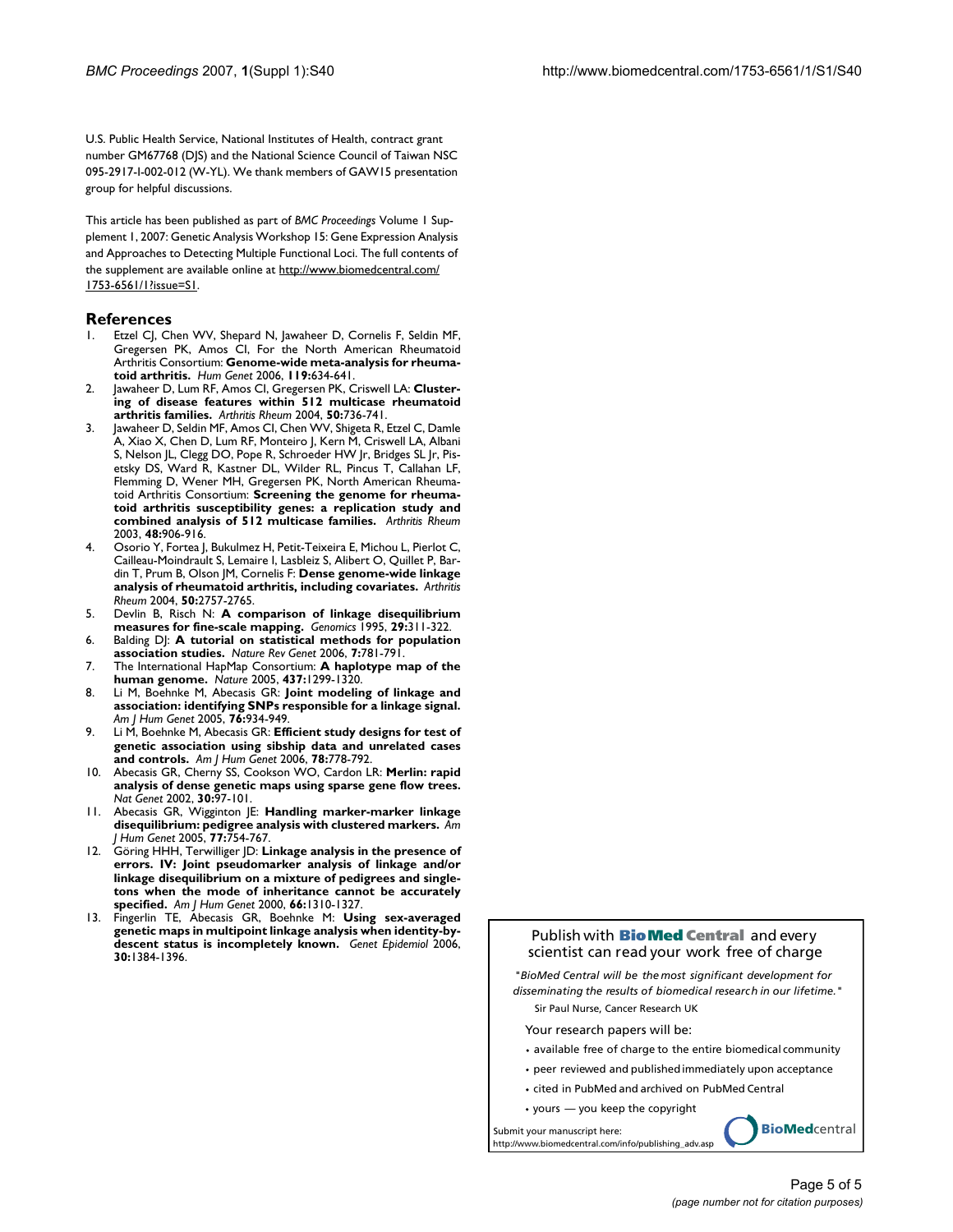U.S. Public Health Service, National Institutes of Health, contract grant number GM67768 (DJS) and the National Science Council of Taiwan NSC 095-2917-I-002-012 (W-YL). We thank members of GAW15 presentation group for helpful discussions.

This article has been published as part of *BMC Proceedings* Volume 1 Supplement 1, 2007: Genetic Analysis Workshop 15: Gene Expression Analysis and Approaches to Detecting Multiple Functional Loci. The full contents of the supplement are available online at http://www.biomedcentral.com/1753-6561/1?issue=S1.

## References

1. Etzel CJ, Chen WV, Shepard N, Jawaheer D, Cornelis F, Seldin MF, Gregersen PK, Amos CI, For the North American Rheumatoid Arthritis Consortium: **Genome-wide meta-analysis for rheumatoid arthritis.** *Hum Genet* 2006, **119:**634-641.
2. Jawaheer D, Lum RF, Amos CI, Gregersen PK, Criswell LA: **Clustering of disease features within 512 multicase rheumatoid arthritis families.** *Arthritis Rheum* 2004, **50:**736-741.
3. Jawaheer D, Seldin MF, Amos CI, Chen WV, Shigeta R, Etzel C, Damle A, Xiao X, Chen D, Lum RF, Monteiro J, Kern M, Criswell LA, Albani S, Nelson JL, Clegg DO, Pope R, Schroeder HW Jr, Bridges SL Jr, Pisetsky DS, Ward R, Kastner DL, Wilder RL, Pincus T, Callahan LF, Flemming D, Wener MH, Gregersen PK, North American Rheumatoid Arthritis Consortium: **Screening the genome for rheumatoid arthritis susceptibility genes: a replication study and combined analysis of 512 multicase families.** *Arthritis Rheum* 2003, **48:**906-916.
4. Osorio Y, Fortea J, Bukulmez H, Petit-Teixeira E, Michou L, Pierlot C, Cailleau-Moindrault S, Lemaire I, Lasbleiz S, Alibert O, Quillet P, Bardin T, Prum B, Olson JM, Cornelis F: **Dense genome-wide linkage analysis of rheumatoid arthritis, including covariates.** *Arthritis Rheum* 2004, **50:**2757-2765.
5. Devlin B, Risch N: **A comparison of linkage disequilibrium measures for fine-scale mapping.** *Genomics* 1995, **29:**311-322.
6. Balding DJ: **A tutorial on statistical methods for population association studies.** *Nature Rev Genet* 2006, **7:**781-791.
7. The International HapMap Consortium: **A haplotype map of the human genome.** *Nature* 2005, **437:**1299-1320.
8. Li M, Boehnke M, Abecasis GR: **Joint modeling of linkage and association: identifying SNPs responsible for a linkage signal.** *Am J Hum Genet* 2005, **76:**934-949.
9. Li M, Boehnke M, Abecasis GR: **Efficient study designs for test of genetic association using sibship data and unrelated cases and controls.** *Am J Hum Genet* 2006, **78:**778-792.
10. Abecasis GR, Cherny SS, Cookson WO, Cardon LR: **Merlin: rapid analysis of dense genetic maps using sparse gene flow trees.** *Nat Genet* 2002, **30:**97-101.
11. Abecasis GR, Wigginton JE: **Handling marker-marker linkage disequilibrium: pedigree analysis with clustered markers.** *Am J Hum Genet* 2005, **77:**754-767.
12. Göring HHH, Terwilliger JD: **Linkage analysis in the presence of errors. IV: Joint pseudomarker analysis of linkage and/or linkage disequilibrium on a mixture of pedigrees and singletons when the mode of inheritance cannot be accurately specified.** *Am J Hum Genet* 2000, **66:**1310-1327.
13. Fingerlin TE, Abecasis GR, Boehnke M: **Using sex-averaged genetic maps in multipoint linkage analysis when identity-by-descent status is incompletely known.** *Genet Epidemiol* 2006, **30:**1384-1396.

Publish with **BioMed Central** and every scientist can read your work free of charge

*"BioMed Central will be the most significant development for disseminating the results of biomedical research in our lifetime."*
Sir Paul Nurse, Cancer Research UK

Your research papers will be:

- available free of charge to the entire biomedical community
- peer reviewed and published immediately upon acceptance
- cited in PubMed and archived on PubMed Central
- yours — you keep the copyright

Submit your manuscript here:
http://www.biomedcentral.com/info/publishing_adv.asp

BioMedcentral